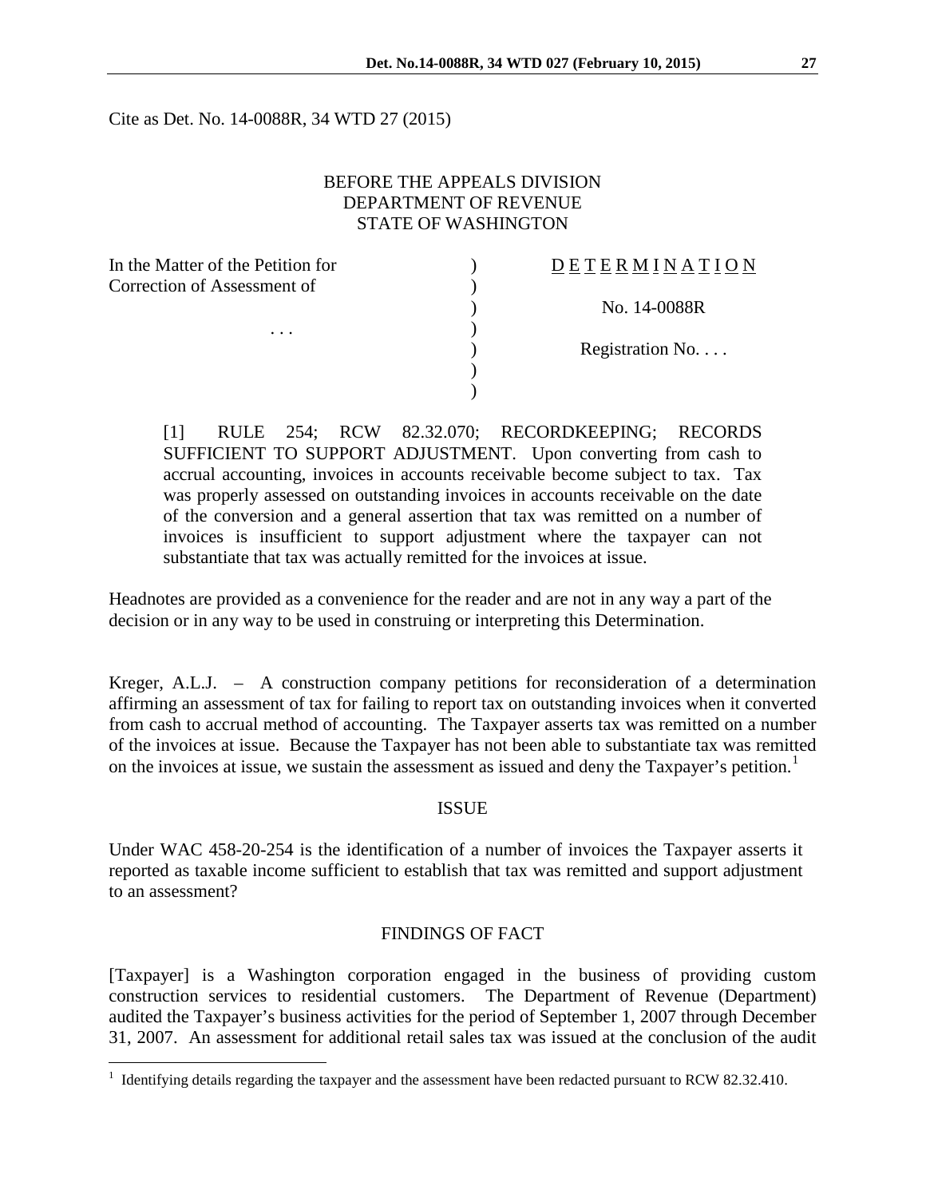Cite as Det. No. 14-0088R, 34 WTD 27 (2015)

BEFORE THE APPEALS DIVISION
DEPARTMENT OF REVENUE
STATE OF WASHINGTON

| | | |
|---|---|---|
| In the Matter of the Petition for Correction of Assessment of | ) | D E T E R M I N A T I O N |
| | ) | No. 14-0088R |
| . . . | ) | |
| | ) | Registration No. . . . |
| | ) | |

[1] RULE 254; RCW 82.32.070; RECORDKEEPING; RECORDS SUFFICIENT TO SUPPORT ADJUSTMENT. Upon converting from cash to accrual accounting, invoices in accounts receivable become subject to tax. Tax was properly assessed on outstanding invoices in accounts receivable on the date of the conversion and a general assertion that tax was remitted on a number of invoices is insufficient to support adjustment where the taxpayer can not substantiate that tax was actually remitted for the invoices at issue.

Headnotes are provided as a convenience for the reader and are not in any way a part of the decision or in any way to be used in construing or interpreting this Determination.

Kreger, A.L.J. – A construction company petitions for reconsideration of a determination affirming an assessment of tax for failing to report tax on outstanding invoices when it converted from cash to accrual method of accounting. The Taxpayer asserts tax was remitted on a number of the invoices at issue. Because the Taxpayer has not been able to substantiate tax was remitted on the invoices at issue, we sustain the assessment as issued and deny the Taxpayer's petition.[1]

## ISSUE

Under WAC 458-20-254 is the identification of a number of invoices the Taxpayer asserts it reported as taxable income sufficient to establish that tax was remitted and support adjustment to an assessment?

## FINDINGS OF FACT

[Taxpayer] is a Washington corporation engaged in the business of providing custom construction services to residential customers. The Department of Revenue (Department) audited the Taxpayer's business activities for the period of September 1, 2007 through December 31, 2007. An assessment for additional retail sales tax was issued at the conclusion of the audit

[1] Identifying details regarding the taxpayer and the assessment have been redacted pursuant to RCW 82.32.410.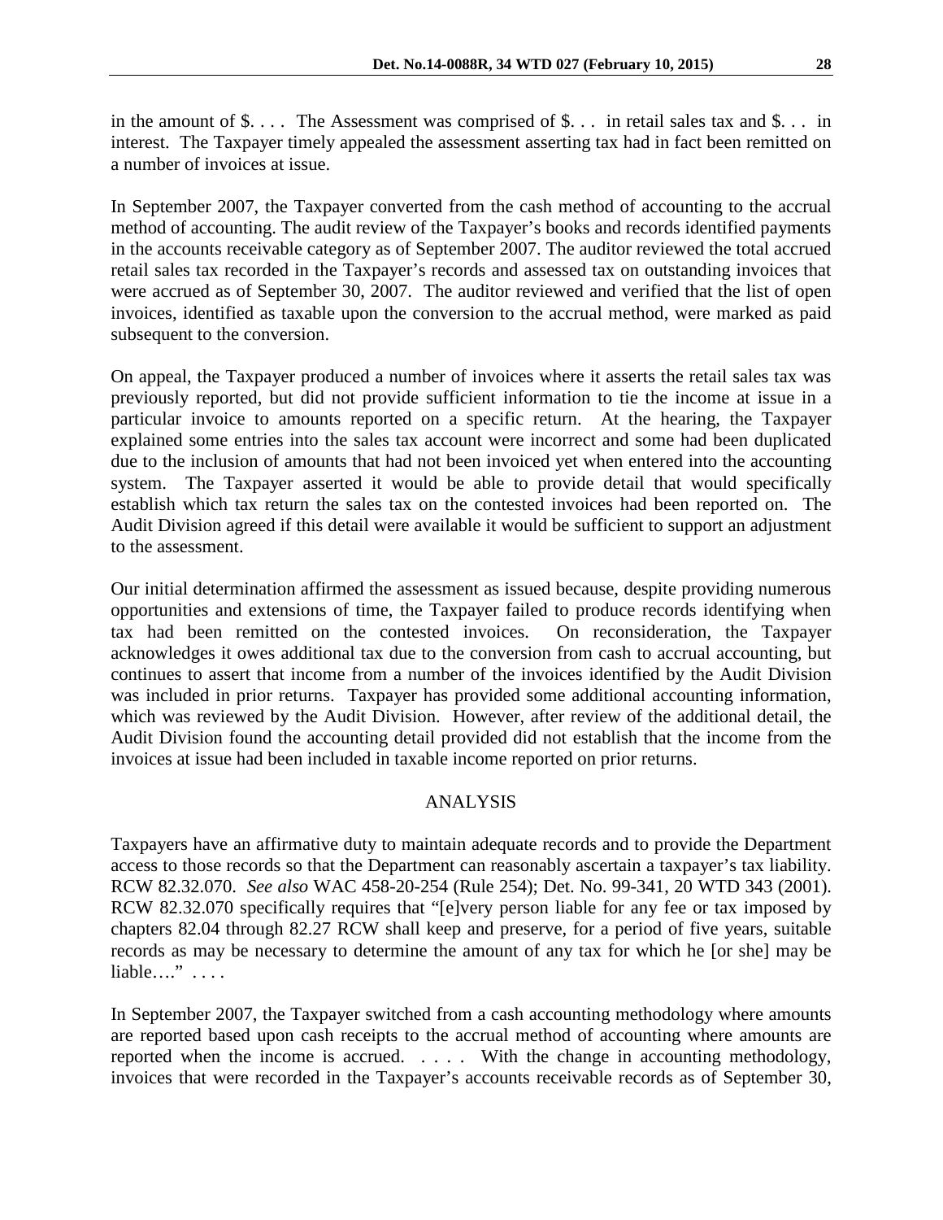in the amount of $. . . . The Assessment was comprised of $. . . in retail sales tax and $. . . in interest. The Taxpayer timely appealed the assessment asserting tax had in fact been remitted on a number of invoices at issue.

In September 2007, the Taxpayer converted from the cash method of accounting to the accrual method of accounting. The audit review of the Taxpayer's books and records identified payments in the accounts receivable category as of September 2007. The auditor reviewed the total accrued retail sales tax recorded in the Taxpayer's records and assessed tax on outstanding invoices that were accrued as of September 30, 2007. The auditor reviewed and verified that the list of open invoices, identified as taxable upon the conversion to the accrual method, were marked as paid subsequent to the conversion.

On appeal, the Taxpayer produced a number of invoices where it asserts the retail sales tax was previously reported, but did not provide sufficient information to tie the income at issue in a particular invoice to amounts reported on a specific return. At the hearing, the Taxpayer explained some entries into the sales tax account were incorrect and some had been duplicated due to the inclusion of amounts that had not been invoiced yet when entered into the accounting system. The Taxpayer asserted it would be able to provide detail that would specifically establish which tax return the sales tax on the contested invoices had been reported on. The Audit Division agreed if this detail were available it would be sufficient to support an adjustment to the assessment.

Our initial determination affirmed the assessment as issued because, despite providing numerous opportunities and extensions of time, the Taxpayer failed to produce records identifying when tax had been remitted on the contested invoices. On reconsideration, the Taxpayer acknowledges it owes additional tax due to the conversion from cash to accrual accounting, but continues to assert that income from a number of the invoices identified by the Audit Division was included in prior returns. Taxpayer has provided some additional accounting information, which was reviewed by the Audit Division. However, after review of the additional detail, the Audit Division found the accounting detail provided did not establish that the income from the invoices at issue had been included in taxable income reported on prior returns.

## ANALYSIS

Taxpayers have an affirmative duty to maintain adequate records and to provide the Department access to those records so that the Department can reasonably ascertain a taxpayer's tax liability. RCW 82.32.070. *See also* WAC 458-20-254 (Rule 254); Det. No. 99-341, 20 WTD 343 (2001). RCW 82.32.070 specifically requires that "[e]very person liable for any fee or tax imposed by chapters 82.04 through 82.27 RCW shall keep and preserve, for a period of five years, suitable records as may be necessary to determine the amount of any tax for which he [or she] may be liable…." . . . .

In September 2007, the Taxpayer switched from a cash accounting methodology where amounts are reported based upon cash receipts to the accrual method of accounting where amounts are reported when the income is accrued. . . . . With the change in accounting methodology, invoices that were recorded in the Taxpayer's accounts receivable records as of September 30,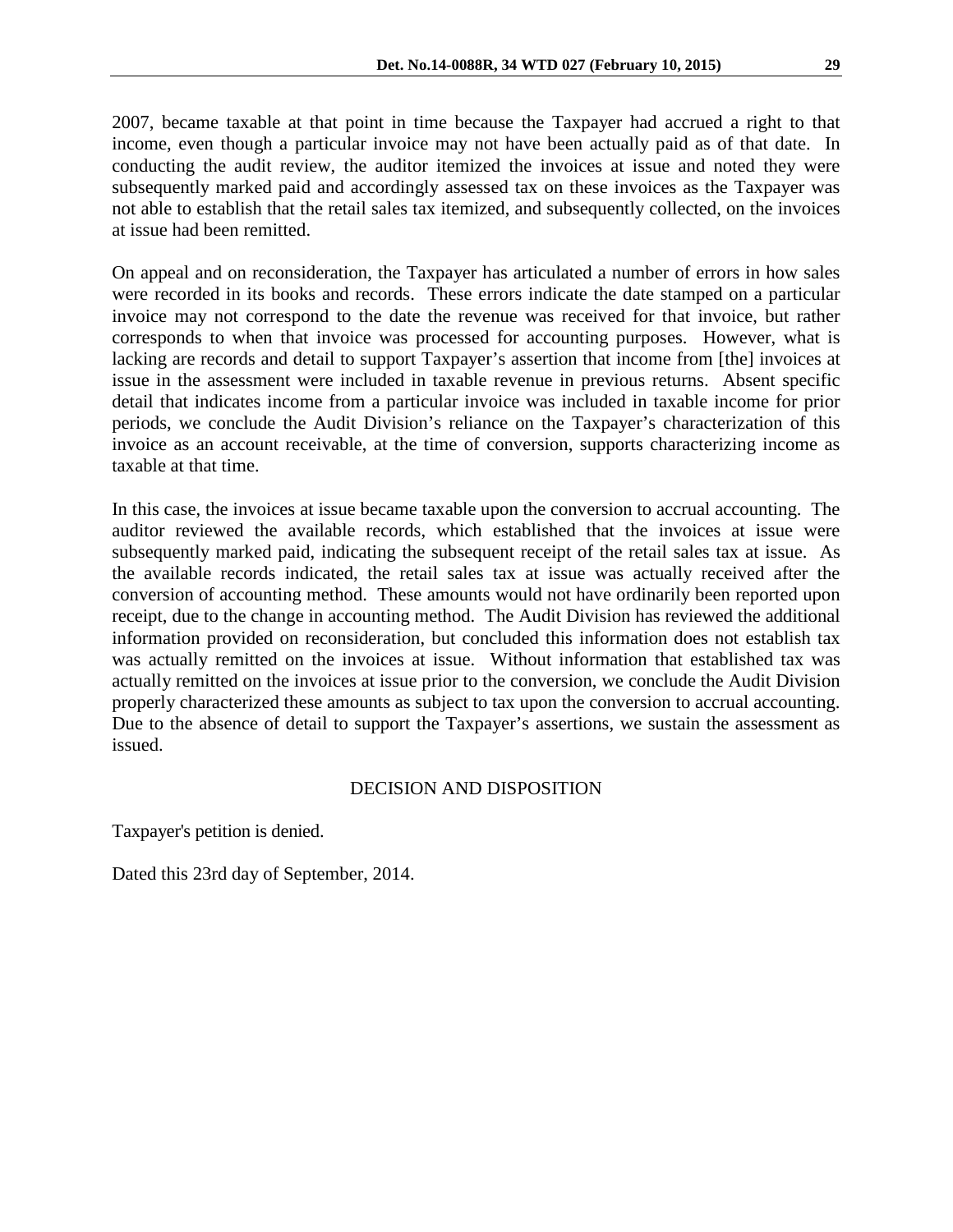2007, became taxable at that point in time because the Taxpayer had accrued a right to that income, even though a particular invoice may not have been actually paid as of that date. In conducting the audit review, the auditor itemized the invoices at issue and noted they were subsequently marked paid and accordingly assessed tax on these invoices as the Taxpayer was not able to establish that the retail sales tax itemized, and subsequently collected, on the invoices at issue had been remitted.

On appeal and on reconsideration, the Taxpayer has articulated a number of errors in how sales were recorded in its books and records. These errors indicate the date stamped on a particular invoice may not correspond to the date the revenue was received for that invoice, but rather corresponds to when that invoice was processed for accounting purposes. However, what is lacking are records and detail to support Taxpayer's assertion that income from [the] invoices at issue in the assessment were included in taxable revenue in previous returns. Absent specific detail that indicates income from a particular invoice was included in taxable income for prior periods, we conclude the Audit Division's reliance on the Taxpayer's characterization of this invoice as an account receivable, at the time of conversion, supports characterizing income as taxable at that time.

In this case, the invoices at issue became taxable upon the conversion to accrual accounting. The auditor reviewed the available records, which established that the invoices at issue were subsequently marked paid, indicating the subsequent receipt of the retail sales tax at issue. As the available records indicated, the retail sales tax at issue was actually received after the conversion of accounting method. These amounts would not have ordinarily been reported upon receipt, due to the change in accounting method. The Audit Division has reviewed the additional information provided on reconsideration, but concluded this information does not establish tax was actually remitted on the invoices at issue. Without information that established tax was actually remitted on the invoices at issue prior to the conversion, we conclude the Audit Division properly characterized these amounts as subject to tax upon the conversion to accrual accounting. Due to the absence of detail to support the Taxpayer's assertions, we sustain the assessment as issued.

## DECISION AND DISPOSITION

Taxpayer's petition is denied.

Dated this 23rd day of September, 2014.